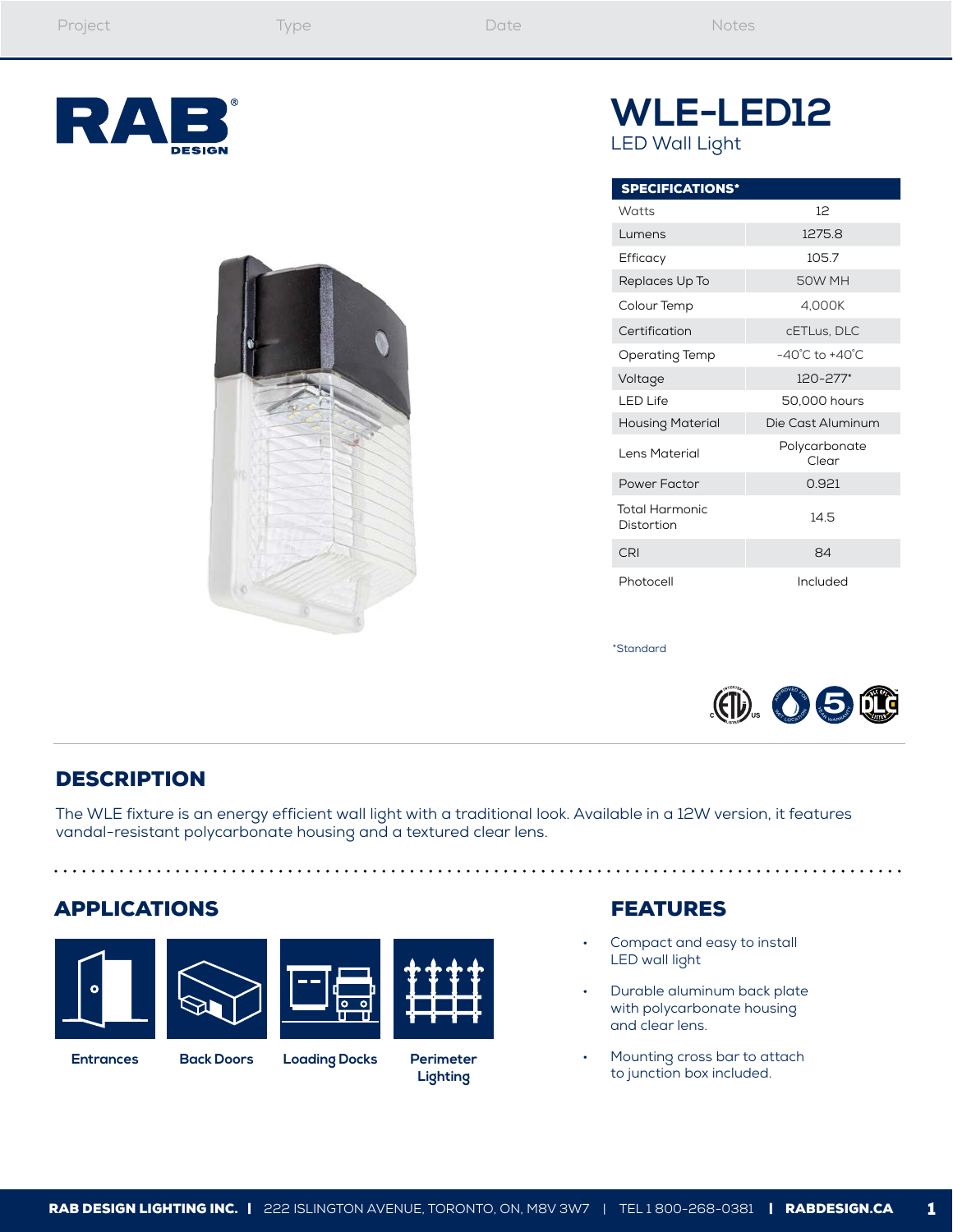| Project | Type | Date | Notes |
|---|---|---|---|

RAB DESIGN

# WLE-LED12

LED Wall Light

| SPECIFICATIONS* | |
|---|---|
| Watts | 12 |
| Lumens | 1275.8 |
| Efficacy | 105.7 |
| Replaces Up To | 50W MH |
| Colour Temp | 4,000K |
| Certification | cETLus, DLC |
| Operating Temp | -40˚C to +40˚C |
| Voltage | 120-277* |
| LED Life | 50,000 hours |
| Housing Material | Die Cast Aluminum |
| Lens Material | Polycarbonate Clear |
| Power Factor | 0.921 |
| Total Harmonic Distortion | 14.5 |
| CRI | 84 |
| Photocell | Included |

*Standard

## DESCRIPTION

The WLE fixture is an energy efficient wall light with a traditional look. Available in a 12W version, it features vandal-resistant polycarbonate housing and a textured clear lens.

## APPLICATIONS

- Entrances
- Back Doors
- Loading Docks
- Perimeter Lighting

## FEATURES

- Compact and easy to install LED wall light
- Durable aluminum back plate with polycarbonate housing and clear lens.
- Mounting cross bar to attach to junction box included.

**RAB DESIGN LIGHTING INC.** | 222 ISLINGTON AVENUE, TORONTO, ON, M8V 3W7 | TEL 1 800-268-0381 | **RABDESIGN.CA**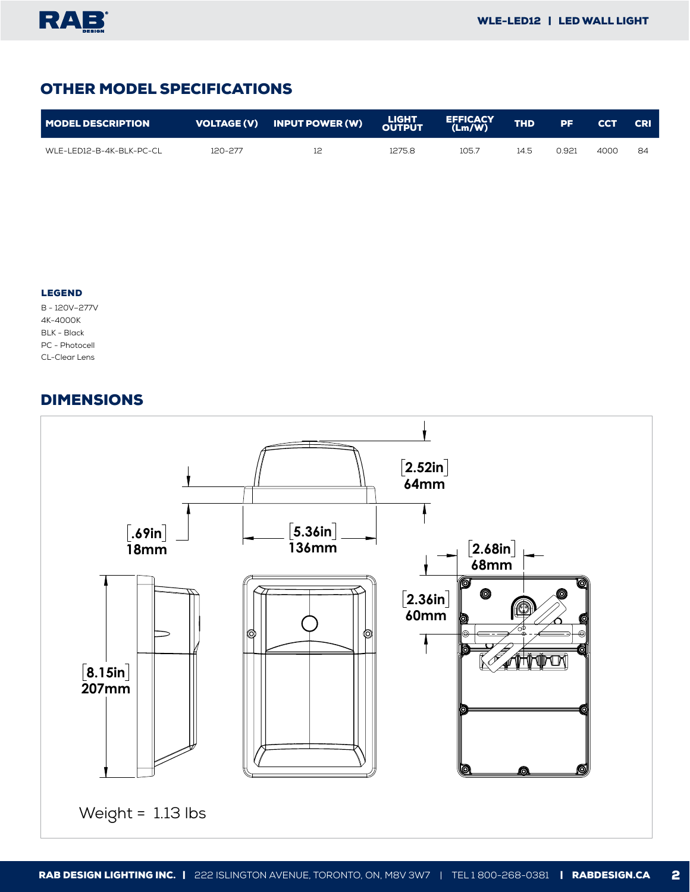## OTHER MODEL SPECIFICATIONS

| MODEL DESCRIPTION | VOLTAGE (V) | INPUT POWER (W) | LIGHT OUTPUT | EFFICACY (Lm/W) | THD | PF | CCT | CRI |
|---|---|---|---|---|---|---|---|---|
| WLE-LED12-B-4K-BLK-PC-CL | 120-277 | 12 | 1275.8 | 105.7 | 14.5 | 0.921 | 4000 | 84 |

**LEGEND**

B - 120V–277V
4K-4000K
BLK - Black
PC - Photocell
CL-Clear Lens

## DIMENSIONS

2.52in
64mm

.69in
18mm

5.36in
136mm

2.68in
68mm

2.36in
60mm

8.15in
207mm

Weight = 1.13 lbs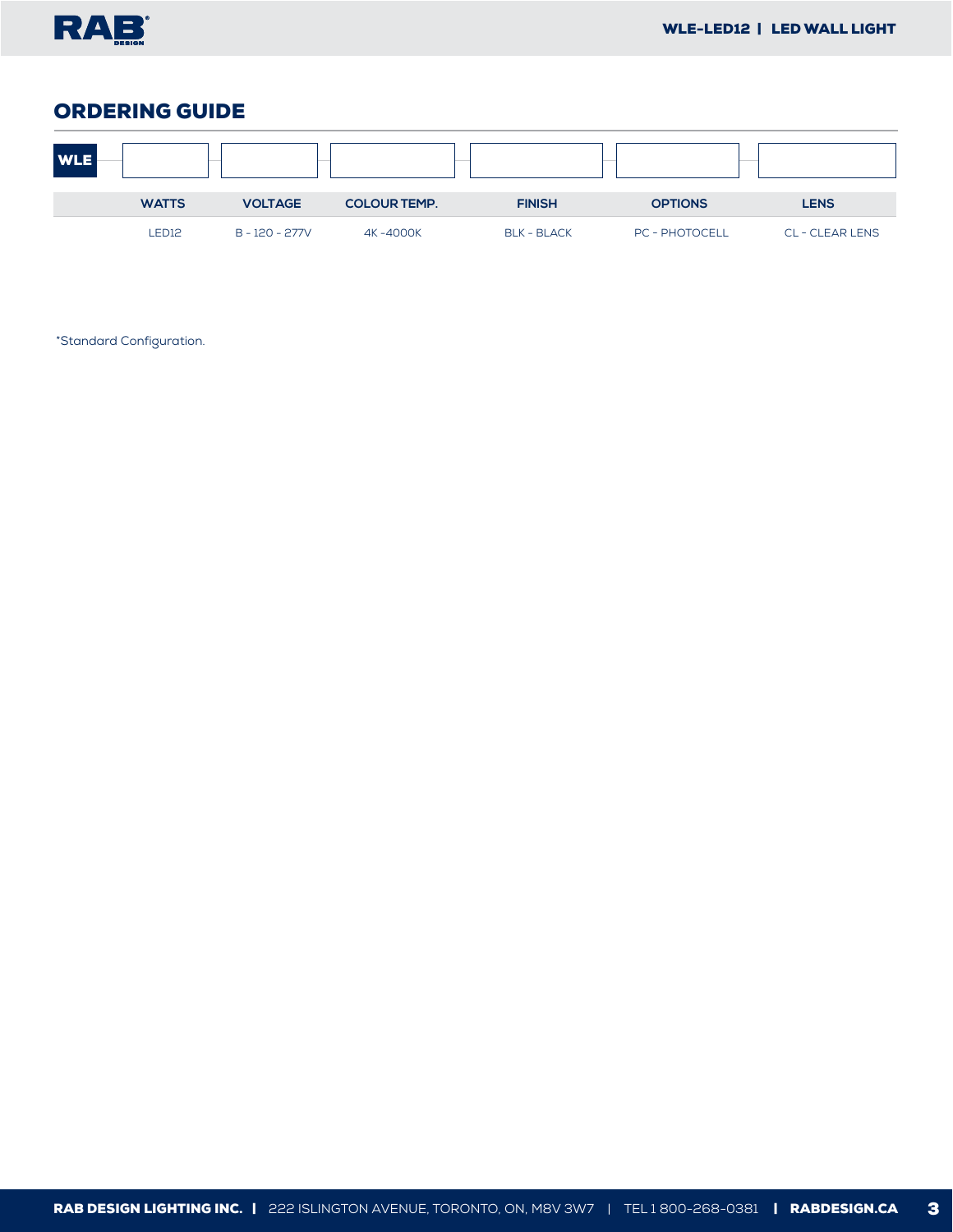## ORDERING GUIDE

| WLE | WATTS | VOLTAGE | COLOUR TEMP. | FINISH | OPTIONS | LENS |
|---|---|---|---|---|---|---|
| | LED12 | B - 120 - 277V | 4K -4000K | BLK - BLACK | PC - PHOTOCELL | CL - CLEAR LENS |

*Standard Configuration.

**RAB DESIGN LIGHTING INC.** | 222 ISLINGTON AVENUE, TORONTO, ON, M8V 3W7 | TEL 1 800-268-0381 | **RABDESIGN.CA**